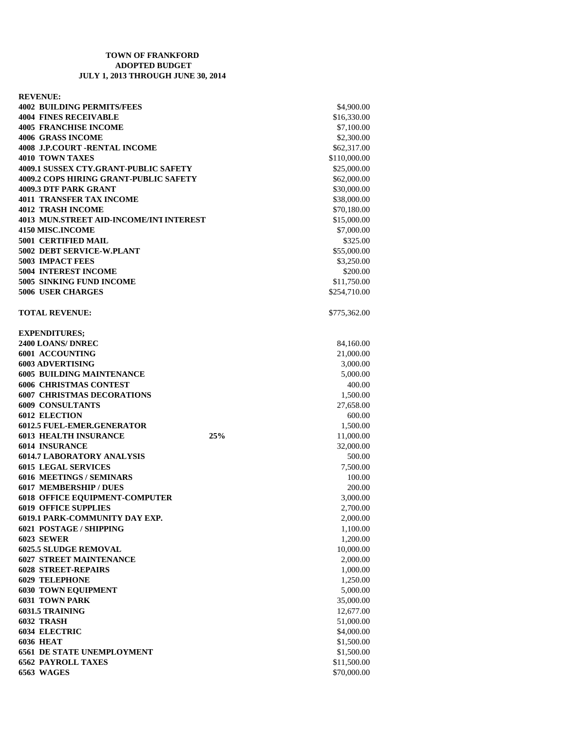**TOWN OF FRANKFORD**
**ADOPTED BUDGET**
**JULY 1, 2013 THROUGH JUNE 30, 2014**

| | | |
|---|---|---|
| **REVENUE:** | | |
| **4002 BUILDING PERMITS/FEES** | | $4,900.00 |
| **4004 FINES RECEIVABLE** | | $16,330.00 |
| **4005 FRANCHISE INCOME** | | $7,100.00 |
| **4006 GRASS INCOME** | | $2,300.00 |
| **4008 J.P.COURT -RENTAL INCOME** | | $62,317.00 |
| **4010 TOWN TAXES** | | $110,000.00 |
| **4009.1 SUSSEX CTY.GRANT-PUBLIC SAFETY** | | $25,000.00 |
| **4009.2 COPS HIRING GRANT-PUBLIC SAFETY** | | $62,000.00 |
| **4009.3 DTF PARK GRANT** | | $30,000.00 |
| **4011 TRANSFER TAX INCOME** | | $38,000.00 |
| **4012 TRASH INCOME** | | $70,180.00 |
| **4013 MUN.STREET AID-INCOME/INT INTEREST** | | $15,000.00 |
| **4150 MISC.INCOME** | | $7,000.00 |
| **5001 CERTIFIED MAIL** | | $325.00 |
| **5002 DEBT SERVICE-W.PLANT** | | $55,000.00 |
| **5003 IMPACT FEES** | | $3,250.00 |
| **5004 INTEREST INCOME** | | $200.00 |
| **5005 SINKING FUND INCOME** | | $11,750.00 |
| **5006 USER CHARGES** | | $254,710.00 |
| | | |
| **TOTAL REVENUE:** | | $775,362.00 |
| | | |
| **EXPENDITURES;** | | |
| **2400 LOANS/ DNREC** | | 84,160.00 |
| **6001 ACCOUNTING** | | 21,000.00 |
| **6003 ADVERTISING** | | 3,000.00 |
| **6005 BUILDING MAINTENANCE** | | 5,000.00 |
| **6006 CHRISTMAS CONTEST** | | 400.00 |
| **6007 CHRISTMAS DECORATIONS** | | 1,500.00 |
| **6009 CONSULTANTS** | | 27,658.00 |
| **6012 ELECTION** | | 600.00 |
| **6012.5 FUEL-EMER.GENERATOR** | | 1,500.00 |
| **6013 HEALTH INSURANCE** | **25%** | 11,000.00 |
| **6014 INSURANCE** | | 32,000.00 |
| **6014.7 LABORATORY ANALYSIS** | | 500.00 |
| **6015 LEGAL SERVICES** | | 7,500.00 |
| **6016 MEETINGS / SEMINARS** | | 100.00 |
| **6017 MEMBERSHIP / DUES** | | 200.00 |
| **6018 OFFICE EQUIPMENT-COMPUTER** | | 3,000.00 |
| **6019 OFFICE SUPPLIES** | | 2,700.00 |
| **6019.1 PARK-COMMUNITY DAY EXP.** | | 2,000.00 |
| **6021 POSTAGE / SHIPPING** | | 1,100.00 |
| **6023 SEWER** | | 1,200.00 |
| **6025.5 SLUDGE REMOVAL** | | 10,000.00 |
| **6027 STREET MAINTENANCE** | | 2,000.00 |
| **6028 STREET-REPAIRS** | | 1,000.00 |
| **6029 TELEPHONE** | | 1,250.00 |
| **6030 TOWN EQUIPMENT** | | 5,000.00 |
| **6031 TOWN PARK** | | 35,000.00 |
| **6031.5 TRAINING** | | 12,677.00 |
| **6032 TRASH** | | 51,000.00 |
| **6034 ELECTRIC** | | $4,000.00 |
| **6036 HEAT** | | $1,500.00 |
| **6561 DE STATE UNEMPLOYMENT** | | $1,500.00 |
| **6562 PAYROLL TAXES** | | $11,500.00 |
| **6563 WAGES** | | $70,000.00 |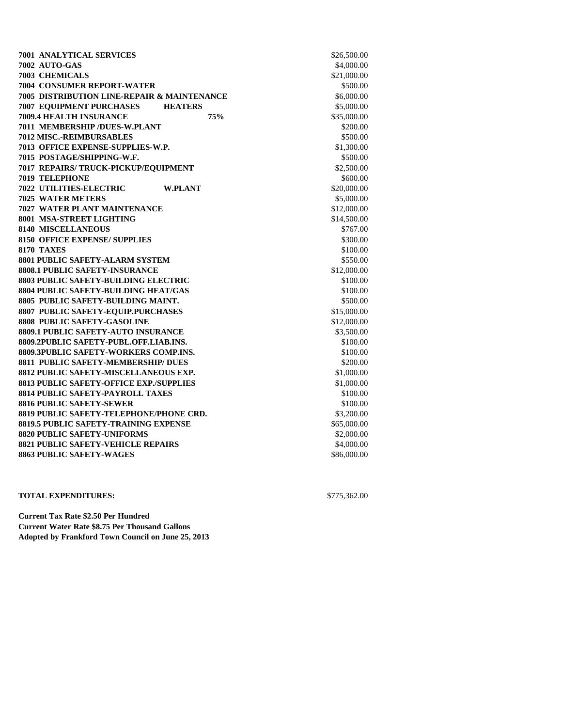| | |
|---|---|
| **7001 ANALYTICAL SERVICES** | $26,500.00 |
| **7002 AUTO-GAS** | $4,000.00 |
| **7003 CHEMICALS** | $21,000.00 |
| **7004 CONSUMER REPORT-WATER** | $500.00 |
| **7005 DISTRIBUTION LINE-REPAIR & MAINTENANCE** | $6,000.00 |
| **7007 EQUIPMENT PURCHASES HEATERS** | $5,000.00 |
| **7009.4 HEALTH INSURANCE 75%** | $35,000.00 |
| **7011 MEMBERSHIP /DUES-W.PLANT** | $200.00 |
| **7012 MISC.-REIMBURSABLES** | $500.00 |
| **7013 OFFICE EXPENSE-SUPPLIES-W.P.** | $1,300.00 |
| **7015 POSTAGE/SHIPPING-W.F.** | $500.00 |
| **7017 REPAIRS/ TRUCK-PICKUP/EQUIPMENT** | $2,500.00 |
| **7019 TELEPHONE** | $600.00 |
| **7022 UTILITIES-ELECTRIC W.PLANT** | $20,000.00 |
| **7025 WATER METERS** | $5,000.00 |
| **7027 WATER PLANT MAINTENANCE** | $12,000.00 |
| **8001 MSA-STREET LIGHTING** | $14,500.00 |
| **8140 MISCELLANEOUS** | $767.00 |
| **8150 OFFICE EXPENSE/ SUPPLIES** | $300.00 |
| **8170 TAXES** | $100.00 |
| **8801 PUBLIC SAFETY-ALARM SYSTEM** | $550.00 |
| **8808.1 PUBLIC SAFETY-INSURANCE** | $12,000.00 |
| **8803 PUBLIC SAFETY-BUILDING ELECTRIC** | $100.00 |
| **8804 PUBLIC SAFETY-BUILDING HEAT/GAS** | $100.00 |
| **8805 PUBLIC SAFETY-BUILDING MAINT.** | $500.00 |
| **8807 PUBLIC SAFETY-EQUIP.PURCHASES** | $15,000.00 |
| **8808 PUBLIC SAFETY-GASOLINE** | $12,000.00 |
| **8809.1 PUBLIC SAFETY-AUTO INSURANCE** | $3,500.00 |
| **8809.2PUBLIC SAFETY-PUBL.OFF.LIAB.INS.** | $100.00 |
| **8809.3PUBLIC SAFETY-WORKERS COMP.INS.** | $100.00 |
| **8811 PUBLIC SAFETY-MEMBERSHIP/ DUES** | $200.00 |
| **8812 PUBLIC SAFETY-MISCELLANEOUS EXP.** | $1,000.00 |
| **8813 PUBLIC SAFETY-OFFICE EXP./SUPPLIES** | $1,000.00 |
| **8814 PUBLIC SAFETY-PAYROLL TAXES** | $100.00 |
| **8816 PUBLIC SAFETY-SEWER** | $100.00 |
| **8819 PUBLIC SAFETY-TELEPHONE/PHONE CRD.** | $3,200.00 |
| **8819.5 PUBLIC SAFETY-TRAINING EXPENSE** | $65,000.00 |
| **8820 PUBLIC SAFETY-UNIFORMS** | $2,000.00 |
| **8821 PUBLIC SAFETY-VEHICLE REPAIRS** | $4,000.00 |
| **8863 PUBLIC SAFETY-WAGES** | $86,000.00 |
| | |
| **TOTAL EXPENDITURES:** | $775,362.00 |

**Current Tax Rate $2.50 Per Hundred**
**Current Water Rate $8.75 Per Thousand Gallons**
**Adopted by Frankford Town Council on June 25, 2013**